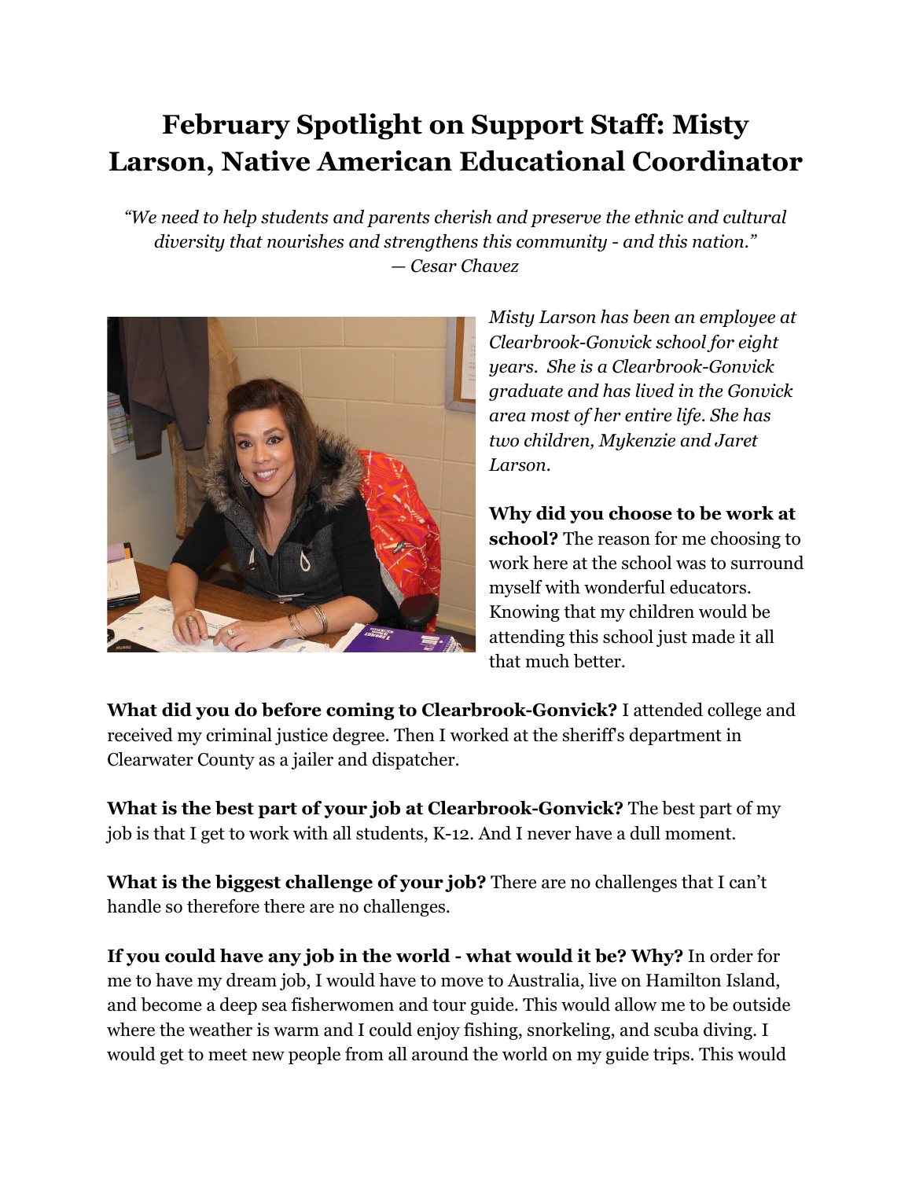# February Spotlight on Support Staff: Misty Larson, Native American Educational Coordinator

*"We need to help students and parents cherish and preserve the ethnic and cultural diversity that nourishes and strengthens this community - and this nation."*
*— Cesar Chavez*

*Misty Larson has been an employee at Clearbrook-Gonvick school for eight years. She is a Clearbrook-Gonvick graduate and has lived in the Gonvick area most of her entire life. She has two children, Mykenzie and Jaret Larson.*

**Why did you choose to be work at school?** The reason for me choosing to work here at the school was to surround myself with wonderful educators. Knowing that my children would be attending this school just made it all that much better.

**What did you do before coming to Clearbrook-Gonvick?** I attended college and received my criminal justice degree. Then I worked at the sheriff's department in Clearwater County as a jailer and dispatcher.

**What is the best part of your job at Clearbrook-Gonvick?** The best part of my job is that I get to work with all students, K-12. And I never have a dull moment.

**What is the biggest challenge of your job?** There are no challenges that I can't handle so therefore there are no challenges.

**If you could have any job in the world - what would it be? Why?** In order for me to have my dream job, I would have to move to Australia, live on Hamilton Island, and become a deep sea fisherwomen and tour guide. This would allow me to be outside where the weather is warm and I could enjoy fishing, snorkeling, and scuba diving. I would get to meet new people from all around the world on my guide trips. This would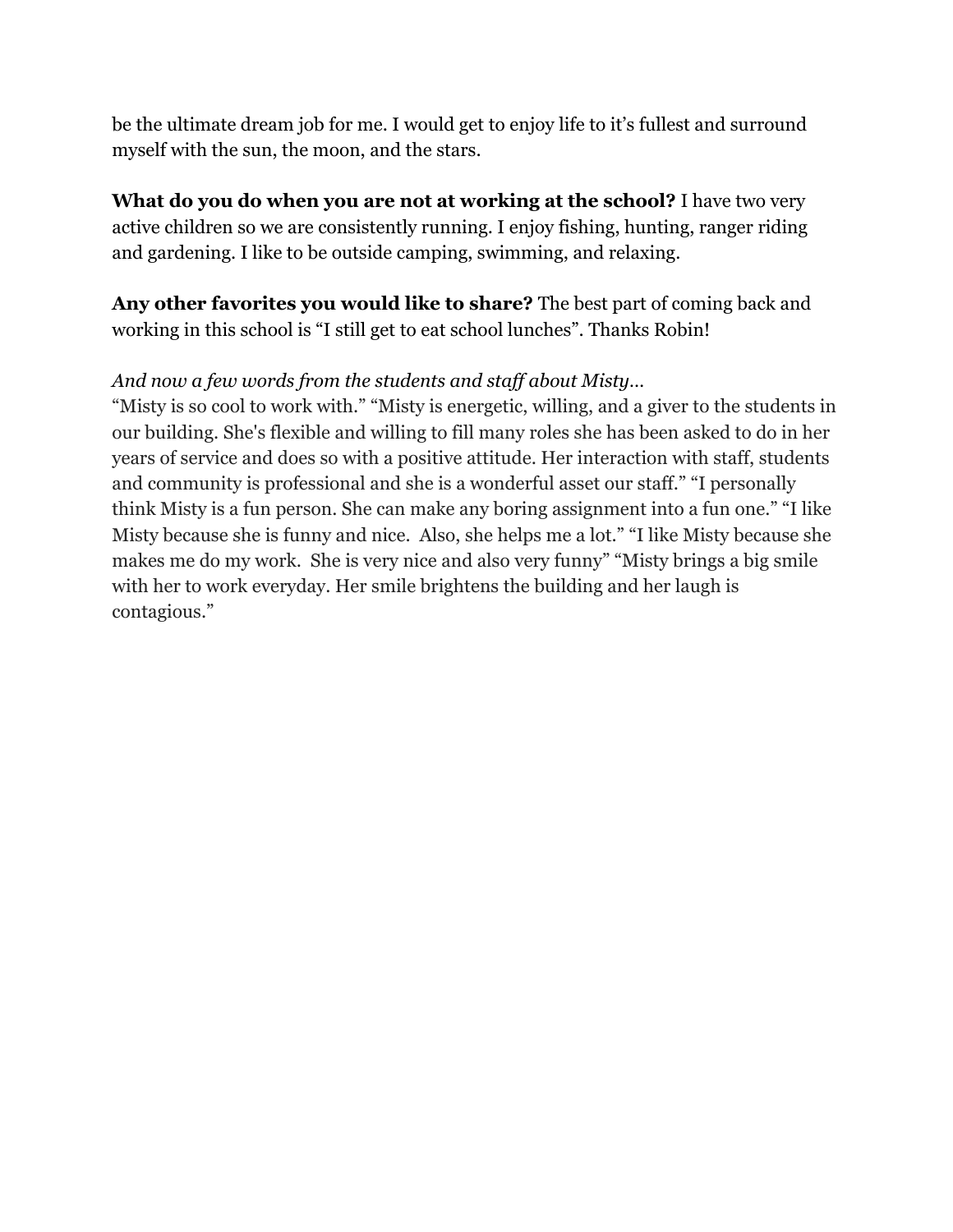be the ultimate dream job for me. I would get to enjoy life to it's fullest and surround myself with the sun, the moon, and the stars.

**What do you do when you are not at working at the school?** I have two very active children so we are consistently running. I enjoy fishing, hunting, ranger riding and gardening. I like to be outside camping, swimming, and relaxing.

**Any other favorites you would like to share?** The best part of coming back and working in this school is "I still get to eat school lunches". Thanks Robin!

*And now a few words from the students and staff about Misty…*
"Misty is so cool to work with." "Misty is energetic, willing, and a giver to the students in our building. She's flexible and willing to fill many roles she has been asked to do in her years of service and does so with a positive attitude. Her interaction with staff, students and community is professional and she is a wonderful asset our staff." "I personally think Misty is a fun person. She can make any boring assignment into a fun one." "I like Misty because she is funny and nice.  Also, she helps me a lot." "I like Misty because she makes me do my work.  She is very nice and also very funny" "Misty brings a big smile with her to work everyday. Her smile brightens the building and her laugh is contagious."